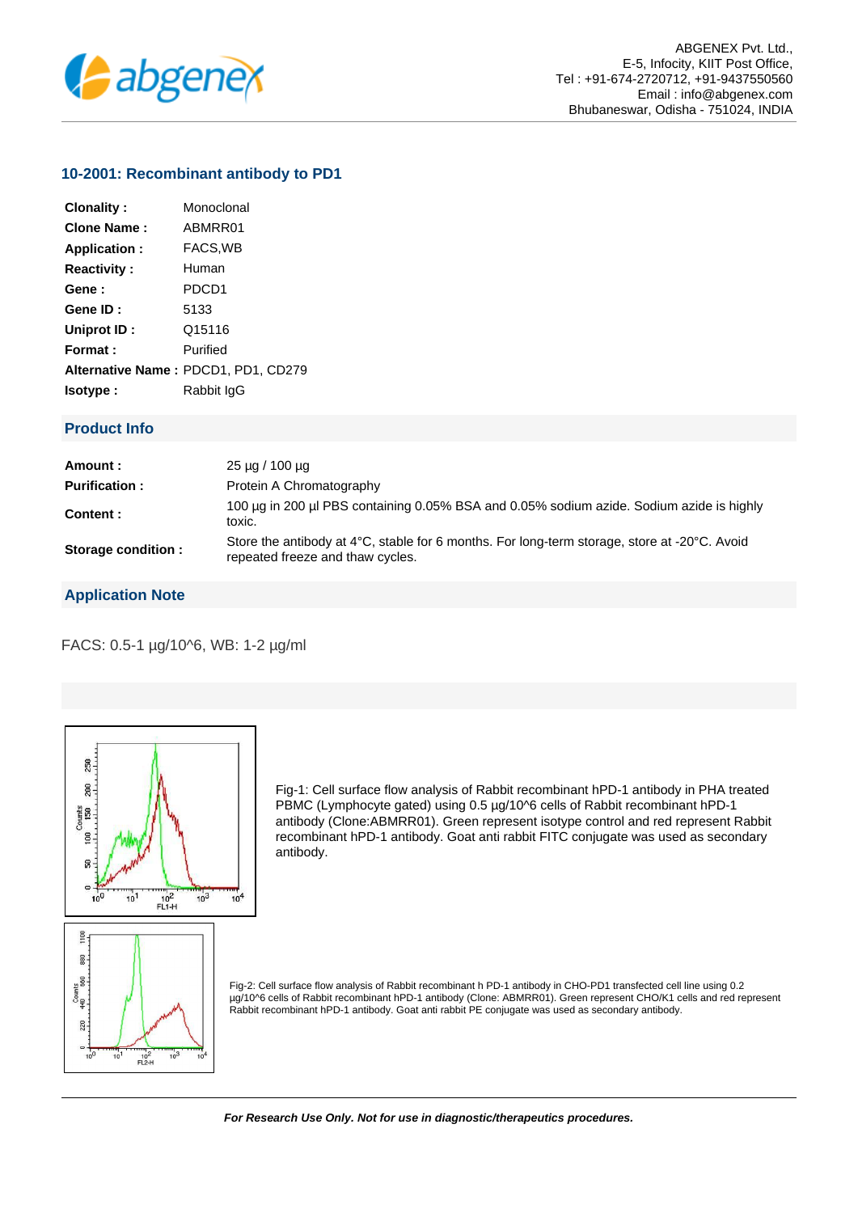ABGENEX Pvt. Ltd.,
E-5, Infocity, KIIT Post Office,
Tel : +91-674-2720712, +91-9437550560
Email : info@abgenex.com
Bhubaneswar, Odisha - 751024, INDIA

## 10-2001: Recombinant antibody to PD1

| | |
|---|---|
| **Clonality :** | Monoclonal |
| **Clone Name :** | ABMRR01 |
| **Application :** | FACS,WB |
| **Reactivity :** | Human |
| **Gene :** | PDCD1 |
| **Gene ID :** | 5133 |
| **Uniprot ID :** | Q15116 |
| **Format :** | Purified |
| **Alternative Name :** | PDCD1, PD1, CD279 |
| **Isotype :** | Rabbit IgG |

## Product Info

| | |
|---|---|
| **Amount :** | 25 µg / 100 µg |
| **Purification :** | Protein A Chromatography |
| **Content :** | 100 µg in 200 µl PBS containing 0.05% BSA and 0.05% sodium azide. Sodium azide is highly toxic. |
| **Storage condition :** | Store the antibody at 4°C, stable for 6 months. For long-term storage, store at -20°C. Avoid repeated freeze and thaw cycles. |

## Application Note

FACS: 0.5-1 µg/10^6, WB: 1-2 µg/ml

Fig-1: Cell surface flow analysis of Rabbit recombinant hPD-1 antibody in PHA treated PBMC (Lymphocyte gated) using 0.5 µg/10^6 cells of Rabbit recombinant hPD-1 antibody (Clone:ABMRR01). Green represent isotype control and red represent Rabbit recombinant hPD-1 antibody. Goat anti rabbit FITC conjugate was used as secondary antibody.

Fig-2: Cell surface flow analysis of Rabbit recombinant h PD-1 antibody in CHO-PD1 transfected cell line using 0.2 µg/10^6 cells of Rabbit recombinant hPD-1 antibody (Clone: ABMRR01). Green represent CHO/K1 cells and red represent Rabbit recombinant hPD-1 antibody. Goat anti rabbit PE conjugate was used as secondary antibody.

***For Research Use Only. Not for use in diagnostic/therapeutics procedures.***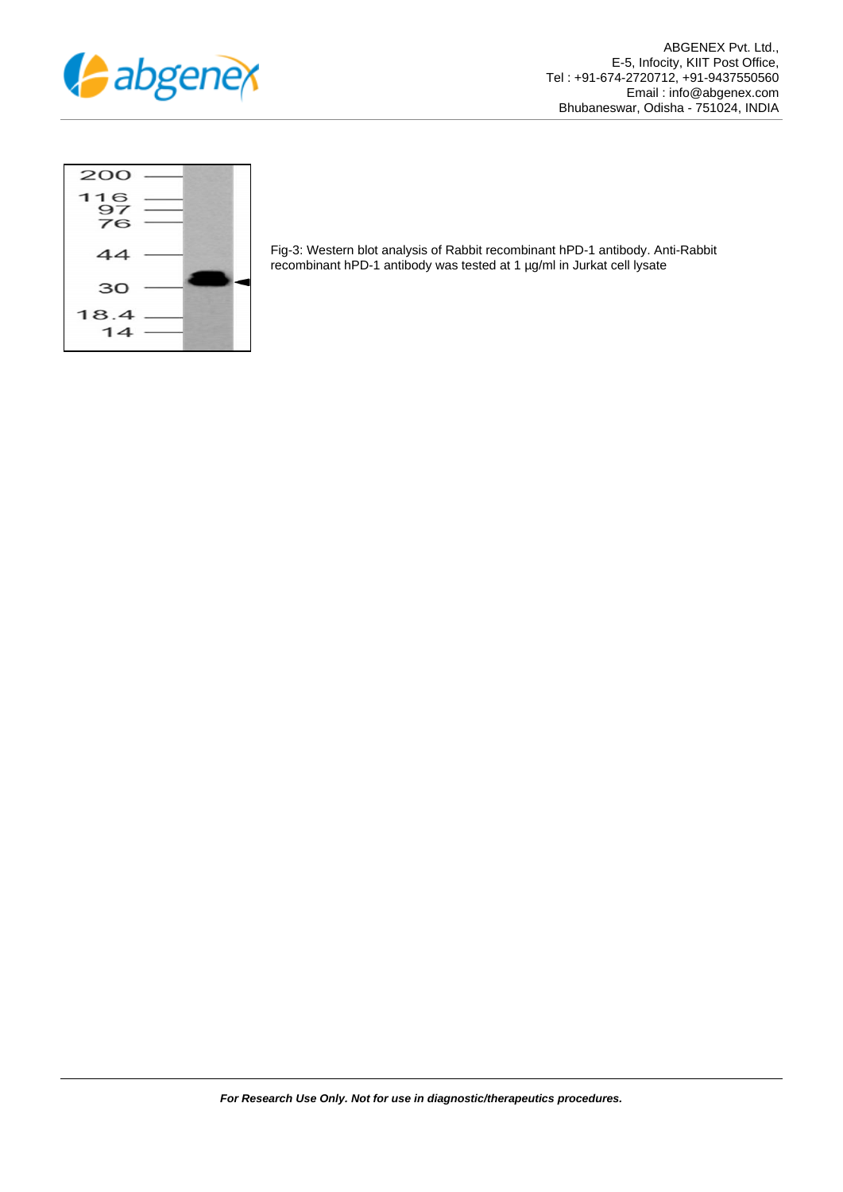200
116
97
76
44
30
18.4
14

Fig-3: Western blot analysis of Rabbit recombinant hPD-1 antibody. Anti-Rabbit recombinant hPD-1 antibody was tested at 1 µg/ml in Jurkat cell lysate

***For Research Use Only. Not for use in diagnostic/therapeutics procedures.***